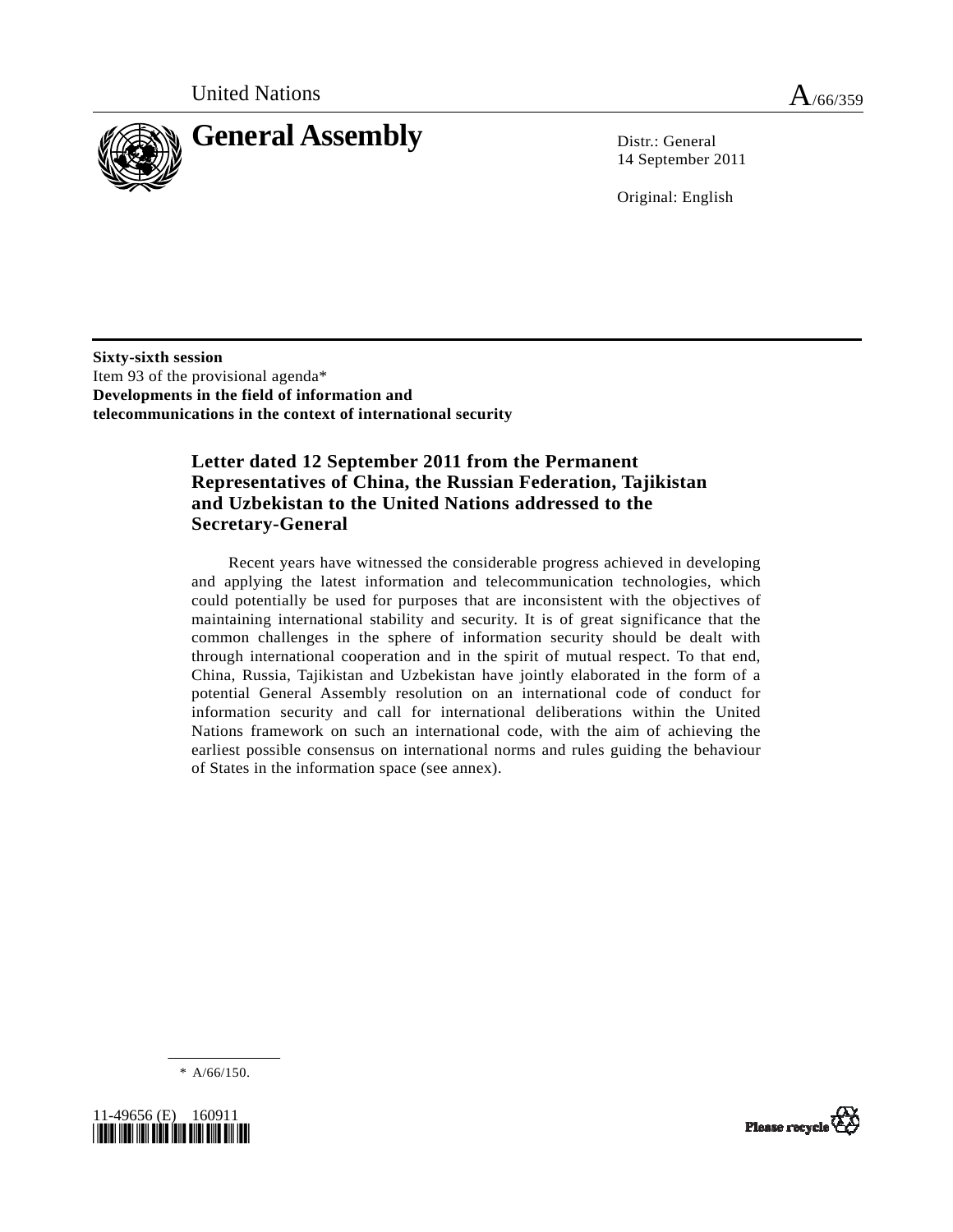United Nations A/66/359

# General Assembly

Distr.: General
14 September 2011

Original: English

**Sixty-sixth session**
Item 93 of the provisional agenda*
**Developments in the field of information and telecommunications in the context of international security**

## Letter dated 12 September 2011 from the Permanent Representatives of China, the Russian Federation, Tajikistan and Uzbekistan to the United Nations addressed to the Secretary-General

Recent years have witnessed the considerable progress achieved in developing and applying the latest information and telecommunication technologies, which could potentially be used for purposes that are inconsistent with the objectives of maintaining international stability and security. It is of great significance that the common challenges in the sphere of information security should be dealt with through international cooperation and in the spirit of mutual respect. To that end, China, Russia, Tajikistan and Uzbekistan have jointly elaborated in the form of a potential General Assembly resolution on an international code of conduct for information security and call for international deliberations within the United Nations framework on such an international code, with the aim of achieving the earliest possible consensus on international norms and rules guiding the behaviour of States in the information space (see annex).

---

\* A/66/150.

11-49656 (E) 160911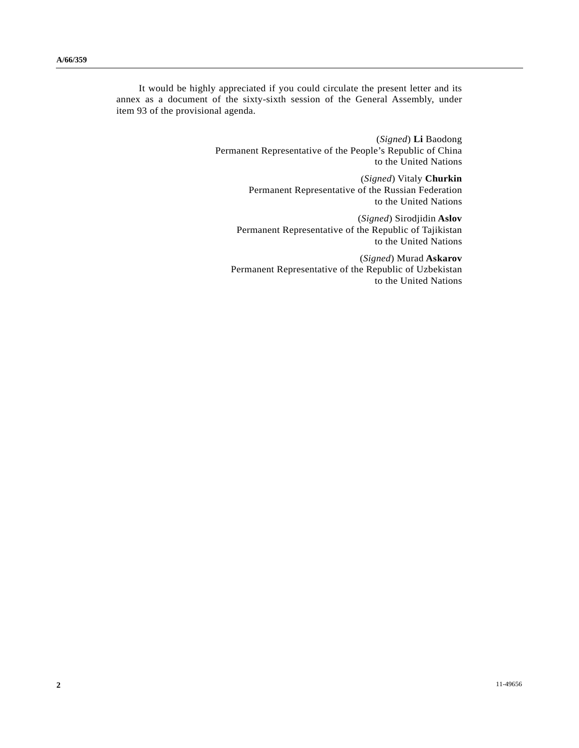It would be highly appreciated if you could circulate the present letter and its annex as a document of the sixty-sixth session of the General Assembly, under item 93 of the provisional agenda.

(*Signed*) **Li** Baodong
Permanent Representative of the People's Republic of China
to the United Nations

(*Signed*) Vitaly **Churkin**
Permanent Representative of the Russian Federation
to the United Nations

(*Signed*) Sirodjidin **Aslov**
Permanent Representative of the Republic of Tajikistan
to the United Nations

(*Signed*) Murad **Askarov**
Permanent Representative of the Republic of Uzbekistan
to the United Nations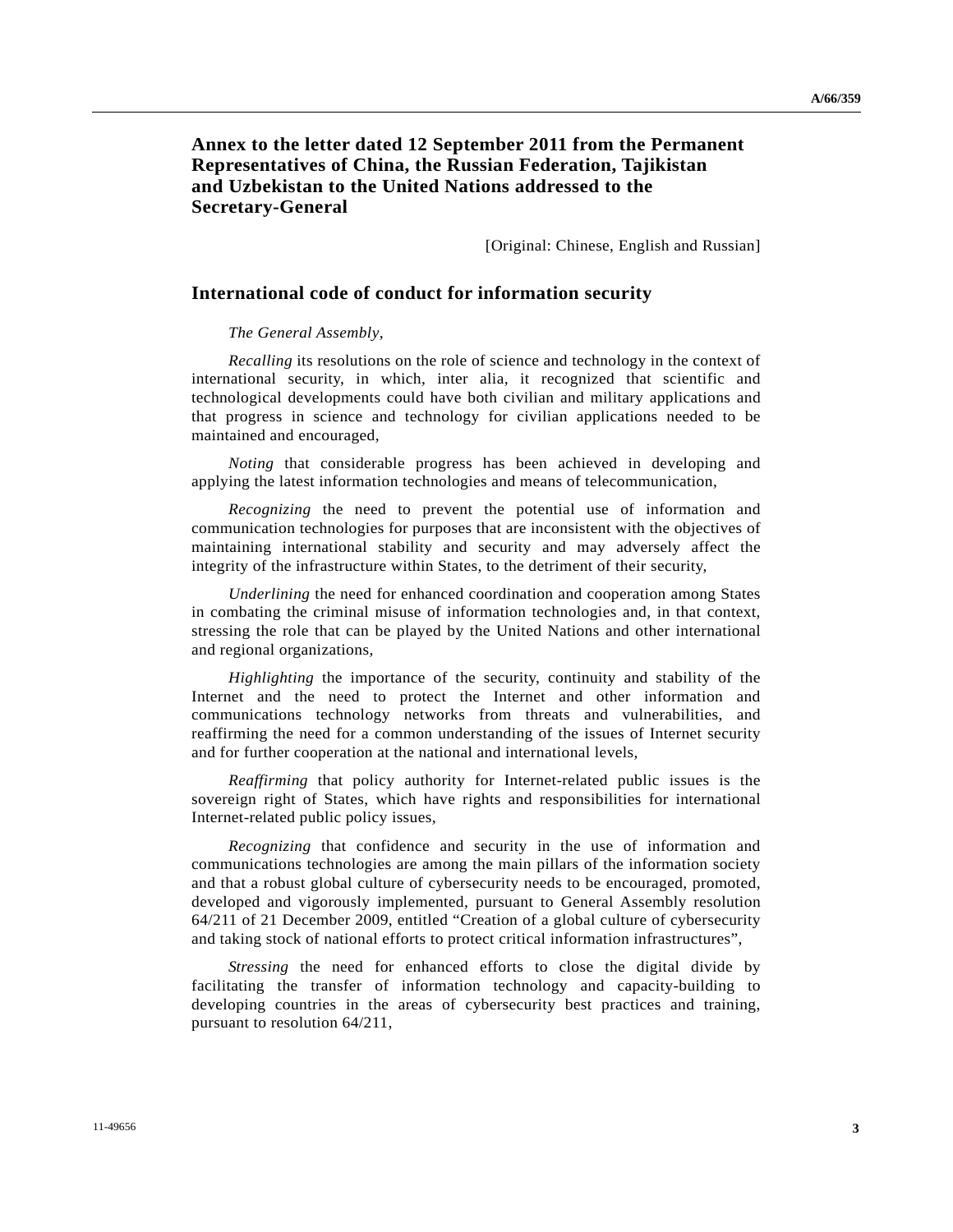## Annex to the letter dated 12 September 2011 from the Permanent Representatives of China, the Russian Federation, Tajikistan and Uzbekistan to the United Nations addressed to the Secretary-General

[Original: Chinese, English and Russian]

## International code of conduct for information security

*The General Assembly*,

*Recalling* its resolutions on the role of science and technology in the context of international security, in which, inter alia, it recognized that scientific and technological developments could have both civilian and military applications and that progress in science and technology for civilian applications needed to be maintained and encouraged,

*Noting* that considerable progress has been achieved in developing and applying the latest information technologies and means of telecommunication,

*Recognizing* the need to prevent the potential use of information and communication technologies for purposes that are inconsistent with the objectives of maintaining international stability and security and may adversely affect the integrity of the infrastructure within States, to the detriment of their security,

*Underlining* the need for enhanced coordination and cooperation among States in combating the criminal misuse of information technologies and, in that context, stressing the role that can be played by the United Nations and other international and regional organizations,

*Highlighting* the importance of the security, continuity and stability of the Internet and the need to protect the Internet and other information and communications technology networks from threats and vulnerabilities, and reaffirming the need for a common understanding of the issues of Internet security and for further cooperation at the national and international levels,

*Reaffirming* that policy authority for Internet-related public issues is the sovereign right of States, which have rights and responsibilities for international Internet-related public policy issues,

*Recognizing* that confidence and security in the use of information and communications technologies are among the main pillars of the information society and that a robust global culture of cybersecurity needs to be encouraged, promoted, developed and vigorously implemented, pursuant to General Assembly resolution 64/211 of 21 December 2009, entitled "Creation of a global culture of cybersecurity and taking stock of national efforts to protect critical information infrastructures",

*Stressing* the need for enhanced efforts to close the digital divide by facilitating the transfer of information technology and capacity-building to developing countries in the areas of cybersecurity best practices and training, pursuant to resolution 64/211,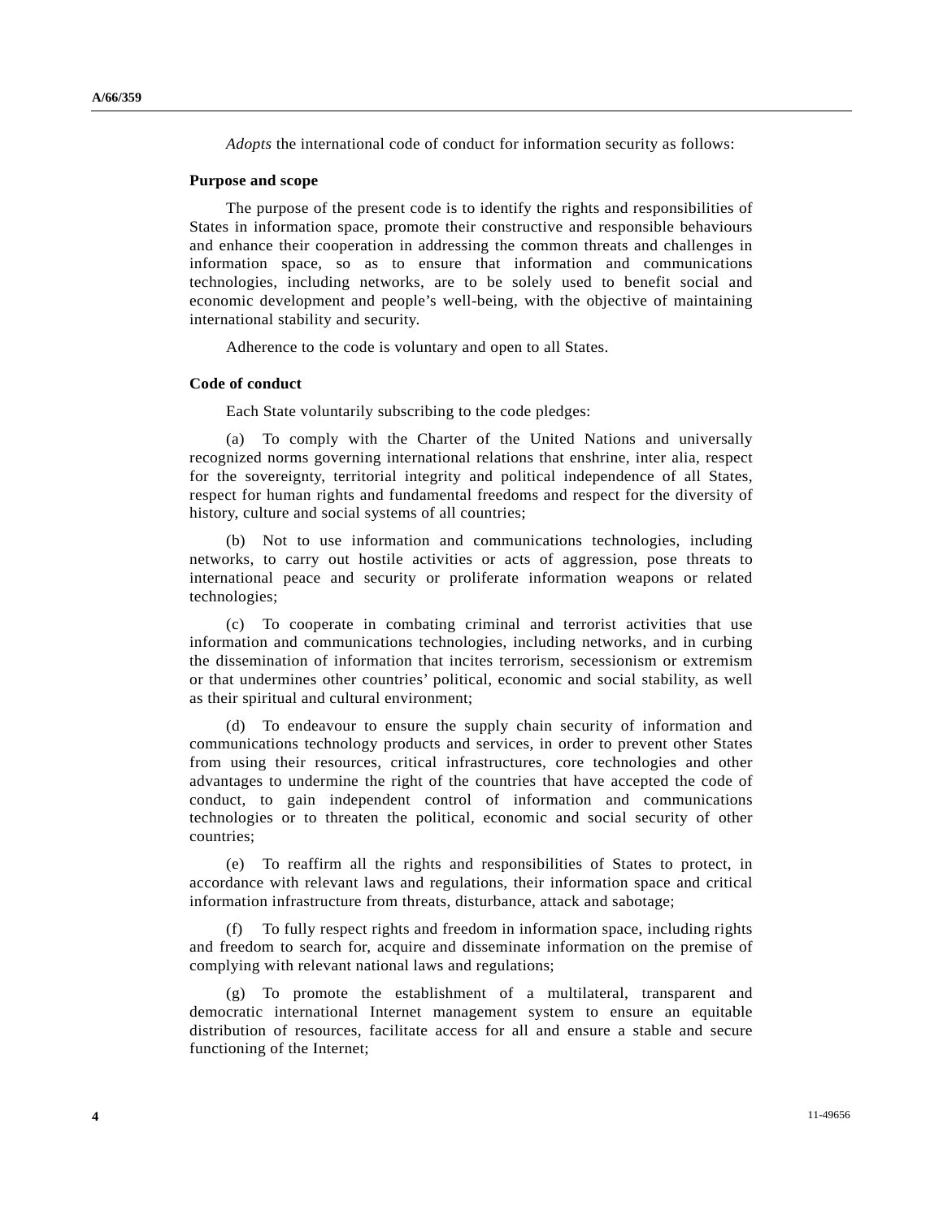*Adopts* the international code of conduct for information security as follows:

**Purpose and scope**

The purpose of the present code is to identify the rights and responsibilities of States in information space, promote their constructive and responsible behaviours and enhance their cooperation in addressing the common threats and challenges in information space, so as to ensure that information and communications technologies, including networks, are to be solely used to benefit social and economic development and people's well-being, with the objective of maintaining international stability and security.

Adherence to the code is voluntary and open to all States.

**Code of conduct**

Each State voluntarily subscribing to the code pledges:

(a) To comply with the Charter of the United Nations and universally recognized norms governing international relations that enshrine, inter alia, respect for the sovereignty, territorial integrity and political independence of all States, respect for human rights and fundamental freedoms and respect for the diversity of history, culture and social systems of all countries;

(b) Not to use information and communications technologies, including networks, to carry out hostile activities or acts of aggression, pose threats to international peace and security or proliferate information weapons or related technologies;

(c) To cooperate in combating criminal and terrorist activities that use information and communications technologies, including networks, and in curbing the dissemination of information that incites terrorism, secessionism or extremism or that undermines other countries' political, economic and social stability, as well as their spiritual and cultural environment;

(d) To endeavour to ensure the supply chain security of information and communications technology products and services, in order to prevent other States from using their resources, critical infrastructures, core technologies and other advantages to undermine the right of the countries that have accepted the code of conduct, to gain independent control of information and communications technologies or to threaten the political, economic and social security of other countries;

(e) To reaffirm all the rights and responsibilities of States to protect, in accordance with relevant laws and regulations, their information space and critical information infrastructure from threats, disturbance, attack and sabotage;

(f) To fully respect rights and freedom in information space, including rights and freedom to search for, acquire and disseminate information on the premise of complying with relevant national laws and regulations;

(g) To promote the establishment of a multilateral, transparent and democratic international Internet management system to ensure an equitable distribution of resources, facilitate access for all and ensure a stable and secure functioning of the Internet;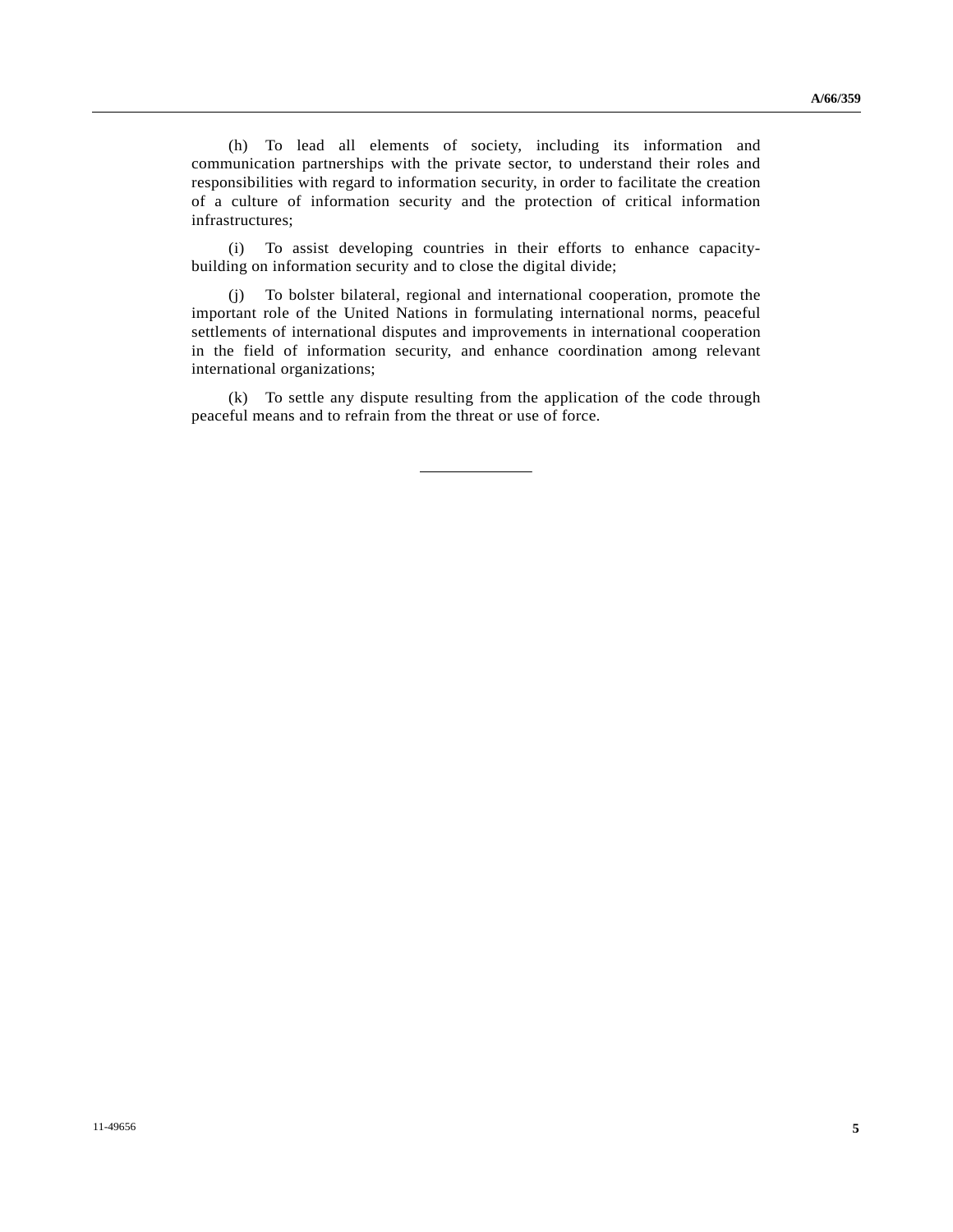(h) To lead all elements of society, including its information and communication partnerships with the private sector, to understand their roles and responsibilities with regard to information security, in order to facilitate the creation of a culture of information security and the protection of critical information infrastructures;

(i) To assist developing countries in their efforts to enhance capacity-building on information security and to close the digital divide;

(j) To bolster bilateral, regional and international cooperation, promote the important role of the United Nations in formulating international norms, peaceful settlements of international disputes and improvements in international cooperation in the field of information security, and enhance coordination among relevant international organizations;

(k) To settle any dispute resulting from the application of the code through peaceful means and to refrain from the threat or use of force.